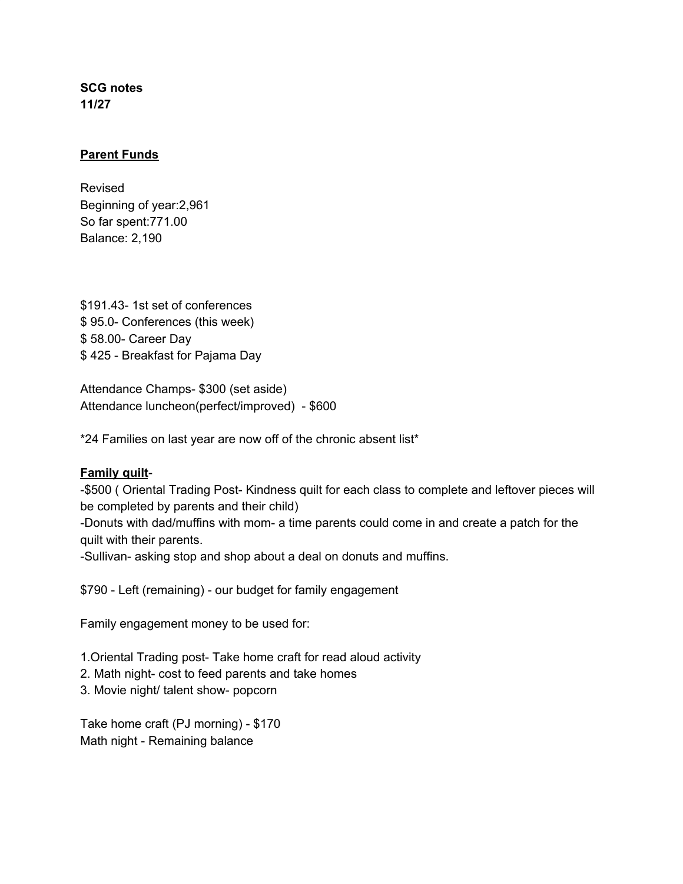**SCG notes**
**11/27**

**<u>Parent Funds</u>**

Revised
Beginning of year:2,961
So far spent:771.00
Balance: 2,190

$191.43- 1st set of conferences
$ 95.0- Conferences (this week)
$ 58.00- Career Day
$ 425 - Breakfast for Pajama Day

Attendance Champs- $300 (set aside)
Attendance luncheon(perfect/improved) - $600

*24 Families on last year are now off of the chronic absent list*

**<u>Family quilt</u>**-
-$500 ( Oriental Trading Post- Kindness quilt for each class to complete and leftover pieces will be completed by parents and their child)
-Donuts with dad/muffins with mom- a time parents could come in and create a patch for the quilt with their parents.
-Sullivan- asking stop and shop about a deal on donuts and muffins.

$790 - Left (remaining) - our budget for family engagement

Family engagement money to be used for:

1.Oriental Trading post- Take home craft for read aloud activity
2. Math night- cost to feed parents and take homes
3. Movie night/ talent show- popcorn

Take home craft (PJ morning) - $170
Math night - Remaining balance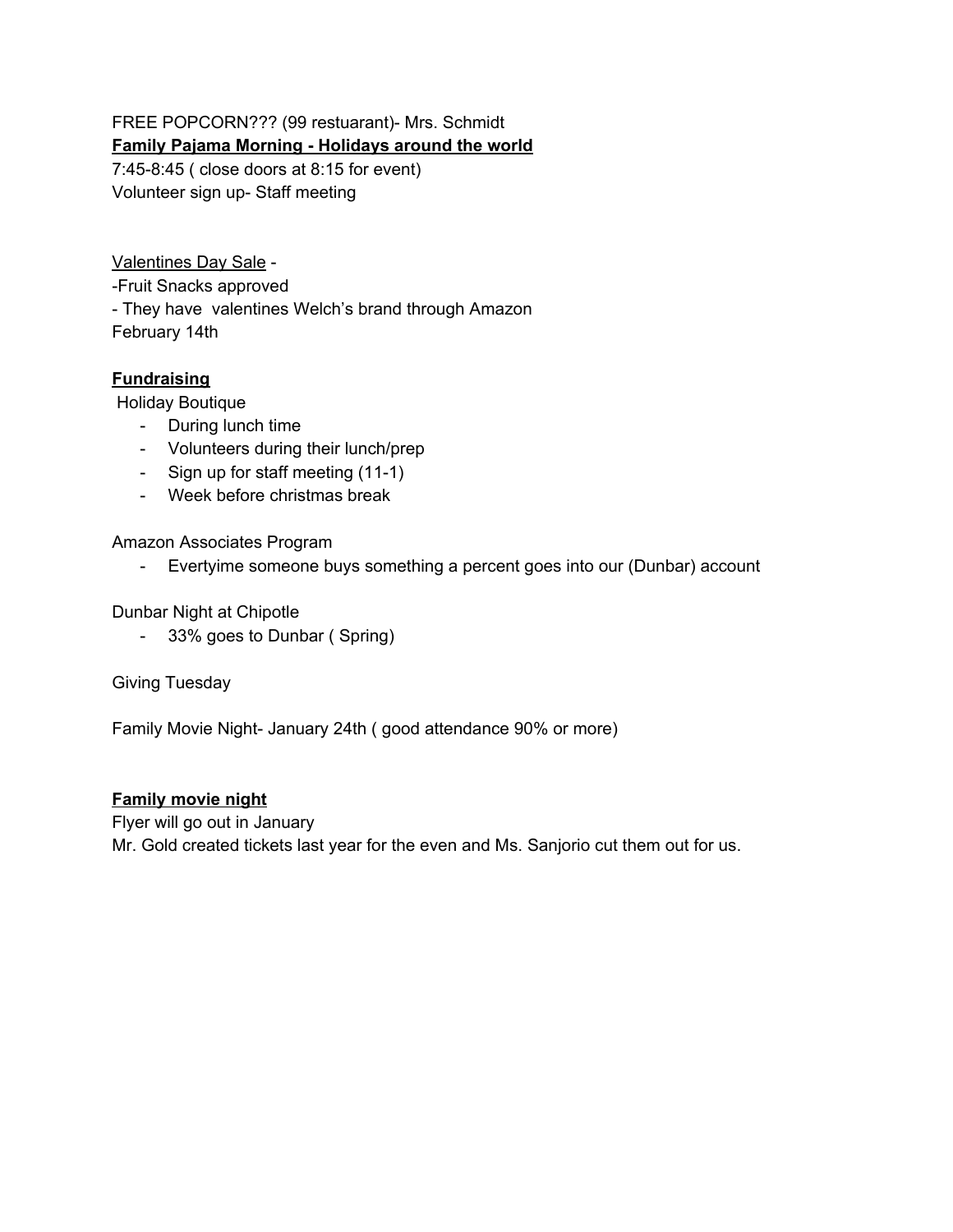FREE POPCORN??? (99 restuarant)- Mrs. Schmidt

**Family Pajama Morning - Holidays around the world**

7:45-8:45 ( close doors at 8:15 for event)
Volunteer sign up- Staff meeting

Valentines Day Sale -
-Fruit Snacks approved
- They have valentines Welch's brand through Amazon
February 14th

**Fundraising**

Holiday Boutique

- During lunch time
- Volunteers during their lunch/prep
- Sign up for staff meeting (11-1)
- Week before christmas break

Amazon Associates Program

- Evertyime someone buys something a percent goes into our (Dunbar) account

Dunbar Night at Chipotle

- 33% goes to Dunbar ( Spring)

Giving Tuesday

Family Movie Night- January 24th ( good attendance 90% or more)

**Family movie night**

Flyer will go out in January
Mr. Gold created tickets last year for the even and Ms. Sanjorio cut them out for us.